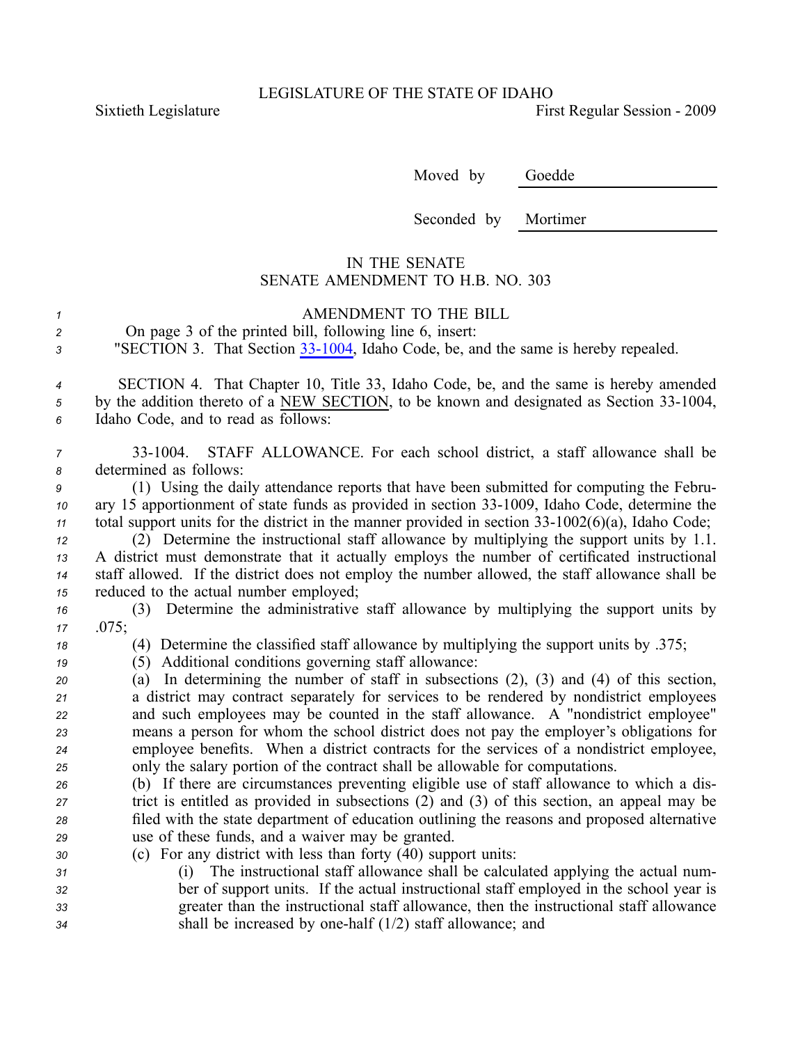LEGISLATURE OF THE STATE OF IDAHO

Sixtieth Legislature | First Regular Session - 2009

Moved by Goedde

Seconded by Mortimer

IN THE SENATE
SENATE AMENDMENT TO H.B. NO. 303

AMENDMENT TO THE BILL

On page 3 of the printed bill, following line 6, insert:

"SECTION 3. That Section 33-1004, Idaho Code, be, and the same is hereby repealed.

SECTION 4. That Chapter 10, Title 33, Idaho Code, be, and the same is hereby amended by the addition thereto of a NEW SECTION, to be known and designated as Section 33-1004, Idaho Code, and to read as follows:

33-1004. STAFF ALLOWANCE. For each school district, a staff allowance shall be determined as follows:

(1) Using the daily attendance reports that have been submitted for computing the February 15 apportionment of state funds as provided in section 33-1009, Idaho Code, determine the total support units for the district in the manner provided in section 33-1002(6)(a), Idaho Code;

(2) Determine the instructional staff allowance by multiplying the support units by 1.1. A district must demonstrate that it actually employs the number of certificated instructional staff allowed. If the district does not employ the number allowed, the staff allowance shall be reduced to the actual number employed;

(3) Determine the administrative staff allowance by multiplying the support units by .075;

(4) Determine the classified staff allowance by multiplying the support units by .375;

(5) Additional conditions governing staff allowance:

(a) In determining the number of staff in subsections (2), (3) and (4) of this section, a district may contract separately for services to be rendered by nondistrict employees and such employees may be counted in the staff allowance. A "nondistrict employee" means a person for whom the school district does not pay the employer's obligations for employee benefits. When a district contracts for the services of a nondistrict employee, only the salary portion of the contract shall be allowable for computations.

(b) If there are circumstances preventing eligible use of staff allowance to which a district is entitled as provided in subsections (2) and (3) of this section, an appeal may be filed with the state department of education outlining the reasons and proposed alternative use of these funds, and a waiver may be granted.

(c) For any district with less than forty (40) support units:

(i) The instructional staff allowance shall be calculated applying the actual number of support units. If the actual instructional staff employed in the school year is greater than the instructional staff allowance, then the instructional staff allowance shall be increased by one-half (1/2) staff allowance; and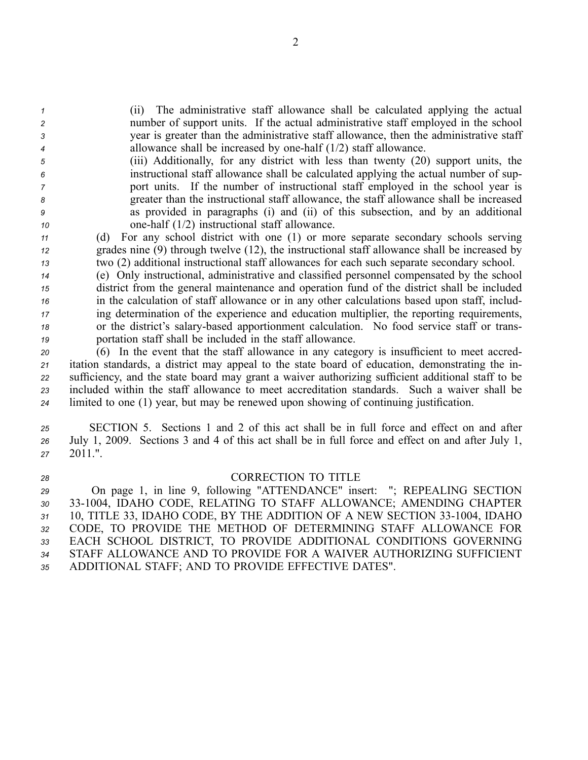(ii) The administrative staff allowance shall be calculated applying the actual number of support units. If the actual administrative staff employed in the school year is greater than the administrative staff allowance, then the administrative staff allowance shall be increased by one-half (1/2) staff allowance.

(iii) Additionally, for any district with less than twenty (20) support units, the instructional staff allowance shall be calculated applying the actual number of support units. If the number of instructional staff employed in the school year is greater than the instructional staff allowance, the staff allowance shall be increased as provided in paragraphs (i) and (ii) of this subsection, and by an additional one-half (1/2) instructional staff allowance.

(d) For any school district with one (1) or more separate secondary schools serving grades nine (9) through twelve (12), the instructional staff allowance shall be increased by two (2) additional instructional staff allowances for each such separate secondary school.

(e) Only instructional, administrative and classified personnel compensated by the school district from the general maintenance and operation fund of the district shall be included in the calculation of staff allowance or in any other calculations based upon staff, including determination of the experience and education multiplier, the reporting requirements, or the district's salary-based apportionment calculation. No food service staff or transportation staff shall be included in the staff allowance.

(6) In the event that the staff allowance in any category is insufficient to meet accreditation standards, a district may appeal to the state board of education, demonstrating the insufficiency, and the state board may grant a waiver authorizing sufficient additional staff to be included within the staff allowance to meet accreditation standards. Such a waiver shall be limited to one (1) year, but may be renewed upon showing of continuing justification.

SECTION 5. Sections 1 and 2 of this act shall be in full force and effect on and after July 1, 2009. Sections 3 and 4 of this act shall be in full force and effect on and after July 1, 2011.".

CORRECTION TO TITLE

On page 1, in line 9, following "ATTENDANCE" insert: "; REPEALING SECTION 33-1004, IDAHO CODE, RELATING TO STAFF ALLOWANCE; AMENDING CHAPTER 10, TITLE 33, IDAHO CODE, BY THE ADDITION OF A NEW SECTION 33-1004, IDAHO CODE, TO PROVIDE THE METHOD OF DETERMINING STAFF ALLOWANCE FOR EACH SCHOOL DISTRICT, TO PROVIDE ADDITIONAL CONDITIONS GOVERNING STAFF ALLOWANCE AND TO PROVIDE FOR A WAIVER AUTHORIZING SUFFICIENT ADDITIONAL STAFF; AND TO PROVIDE EFFECTIVE DATES".